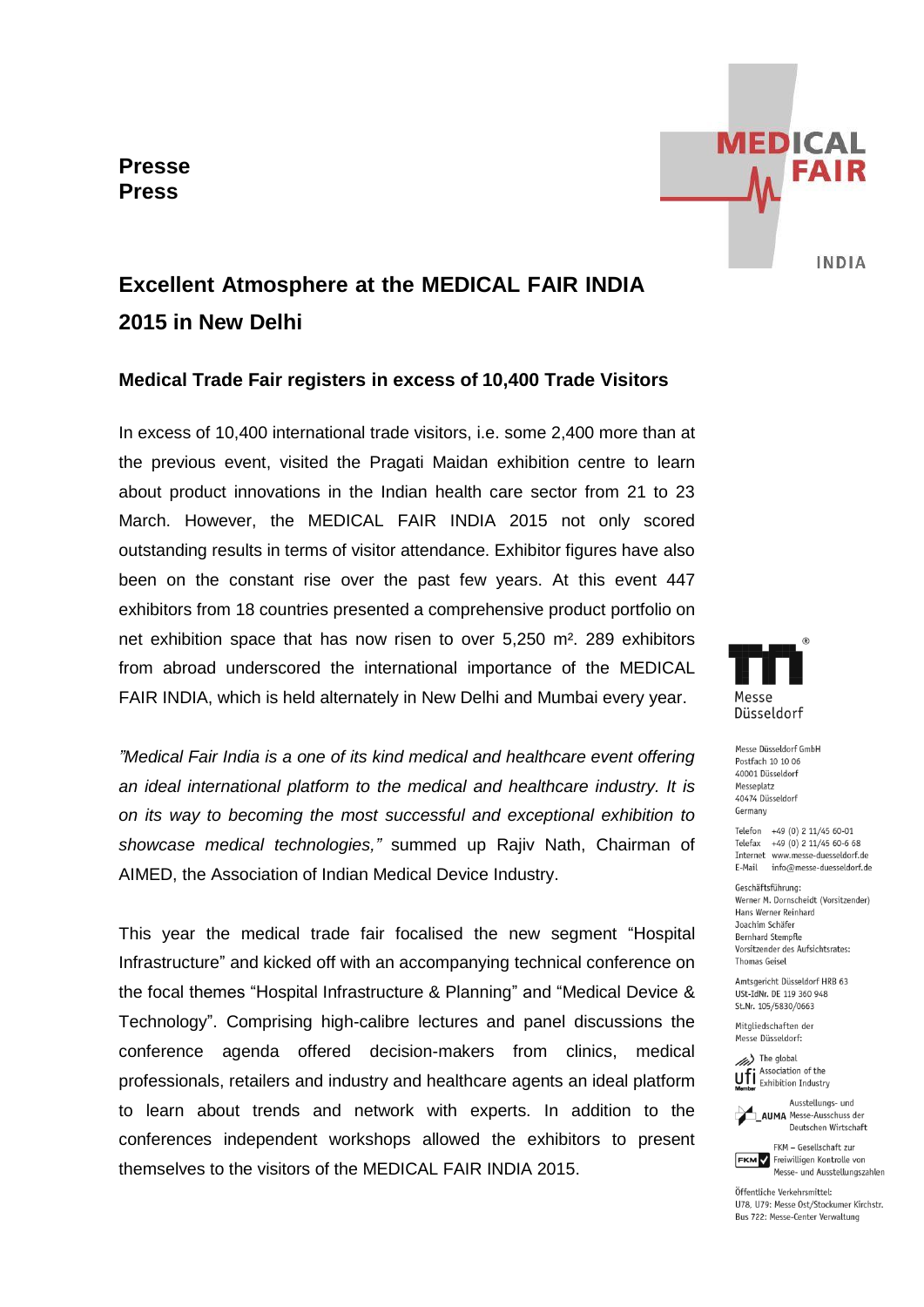**Presse**
**Press**

# Excellent Atmosphere at the MEDICAL FAIR INDIA 2015 in New Delhi

## Medical Trade Fair registers in excess of 10,400 Trade Visitors

In excess of 10,400 international trade visitors, i.e. some 2,400 more than at the previous event, visited the Pragati Maidan exhibition centre to learn about product innovations in the Indian health care sector from 21 to 23 March. However, the MEDICAL FAIR INDIA 2015 not only scored outstanding results in terms of visitor attendance. Exhibitor figures have also been on the constant rise over the past few years. At this event 447 exhibitors from 18 countries presented a comprehensive product portfolio on net exhibition space that has now risen to over 5,250 m². 289 exhibitors from abroad underscored the international importance of the MEDICAL FAIR INDIA, which is held alternately in New Delhi and Mumbai every year.

*"Medical Fair India is a one of its kind medical and healthcare event offering an ideal international platform to the medical and healthcare industry. It is on its way to becoming the most successful and exceptional exhibition to showcase medical technologies,"* summed up Rajiv Nath, Chairman of AIMED, the Association of Indian Medical Device Industry.

This year the medical trade fair focalised the new segment "Hospital Infrastructure" and kicked off with an accompanying technical conference on the focal themes "Hospital Infrastructure & Planning" and "Medical Device & Technology". Comprising high-calibre lectures and panel discussions the conference agenda offered decision-makers from clinics, medical professionals, retailers and industry and healthcare agents an ideal platform to learn about trends and network with experts. In addition to the conferences independent workshops allowed the exhibitors to present themselves to the visitors of the MEDICAL FAIR INDIA 2015.

Messe Düsseldorf GmbH
Postfach 10 10 06
40001 Düsseldorf
Messeplatz
40474 Düsseldorf
Germany

Telefon +49 (0) 2 11/45 60-01
Telefax +49 (0) 2 11/45 60-6 68
Internet www.messe-duesseldorf.de
E-Mail info@messe-duesseldorf.de

Geschäftsführung:
Werner M. Dornscheidt (Vorsitzender)
Hans Werner Reinhard
Joachim Schäfer
Bernhard Stempfle
Vorsitzender des Aufsichtsrates:
Thomas Geisel

Amtsgericht Düsseldorf HRB 63
USt-IdNr. DE 119 360 948
St.Nr. 105/5830/0663

Mitgliedschaften der Messe Düsseldorf:
The global Association of the Exhibition Industry
Ausstellungs- und Messe-Ausschuss der Deutschen Wirtschaft
FKM – Gesellschaft zur Freiwilligen Kontrolle von Messe- und Ausstellungszahlen

Öffentliche Verkehrsmittel:
U78, U79: Messe Ost/Stockumer Kirchstr.
Bus 722: Messe-Center Verwaltung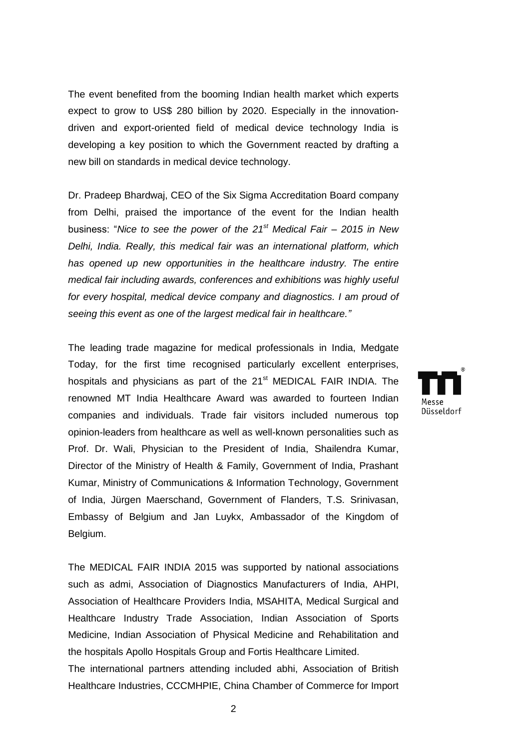The event benefited from the booming Indian health market which experts expect to grow to US$ 280 billion by 2020. Especially in the innovation-driven and export-oriented field of medical device technology India is developing a key position to which the Government reacted by drafting a new bill on standards in medical device technology.

Dr. Pradeep Bhardwaj, CEO of the Six Sigma Accreditation Board company from Delhi, praised the importance of the event for the Indian health business: "*Nice to see the power of the 21st Medical Fair – 2015 in New Delhi, India. Really, this medical fair was an international platform, which has opened up new opportunities in the healthcare industry. The entire medical fair including awards, conferences and exhibitions was highly useful for every hospital, medical device company and diagnostics. I am proud of seeing this event as one of the largest medical fair in healthcare."*

The leading trade magazine for medical professionals in India, Medgate Today, for the first time recognised particularly excellent enterprises, hospitals and physicians as part of the 21st MEDICAL FAIR INDIA. The renowned MT India Healthcare Award was awarded to fourteen Indian companies and individuals. Trade fair visitors included numerous top opinion-leaders from healthcare as well as well-known personalities such as Prof. Dr. Wali, Physician to the President of India, Shailendra Kumar, Director of the Ministry of Health & Family, Government of India, Prashant Kumar, Ministry of Communications & Information Technology, Government of India, Jürgen Maerschand, Government of Flanders, T.S. Srinivasan, Embassy of Belgium and Jan Luykx, Ambassador of the Kingdom of Belgium.

The MEDICAL FAIR INDIA 2015 was supported by national associations such as admi, Association of Diagnostics Manufacturers of India, AHPI, Association of Healthcare Providers India, MSAHITA, Medical Surgical and Healthcare Industry Trade Association, Indian Association of Sports Medicine, Indian Association of Physical Medicine and Rehabilitation and the hospitals Apollo Hospitals Group and Fortis Healthcare Limited.

The international partners attending included abhi, Association of British Healthcare Industries, CCCMHPIE, China Chamber of Commerce for Import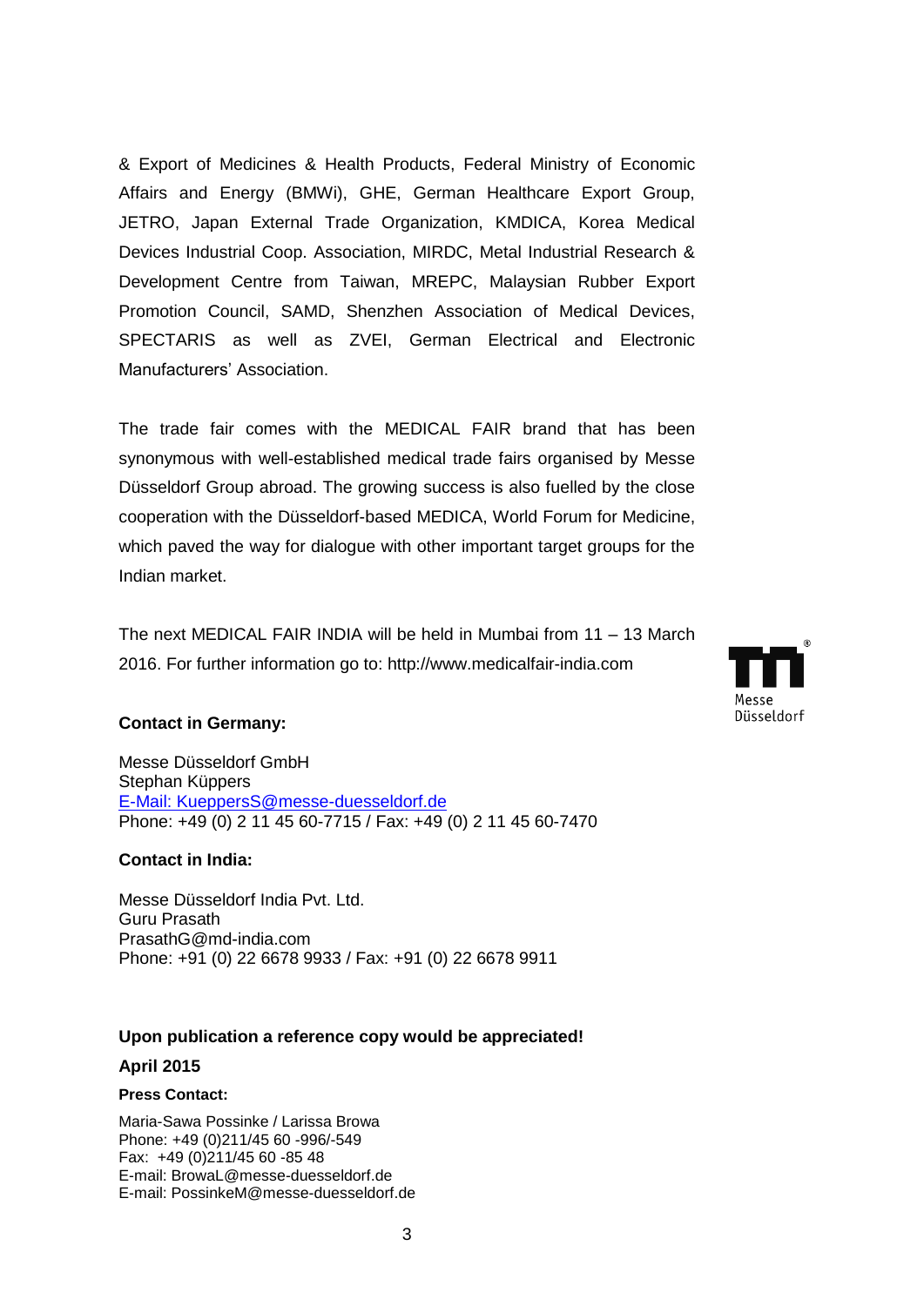& Export of Medicines & Health Products, Federal Ministry of Economic Affairs and Energy (BMWi), GHE, German Healthcare Export Group, JETRO, Japan External Trade Organization, KMDICA, Korea Medical Devices Industrial Coop. Association, MIRDC, Metal Industrial Research & Development Centre from Taiwan, MREPC, Malaysian Rubber Export Promotion Council, SAMD, Shenzhen Association of Medical Devices, SPECTARIS as well as ZVEI, German Electrical and Electronic Manufacturers' Association.

The trade fair comes with the MEDICAL FAIR brand that has been synonymous with well-established medical trade fairs organised by Messe Düsseldorf Group abroad. The growing success is also fuelled by the close cooperation with the Düsseldorf-based MEDICA, World Forum for Medicine, which paved the way for dialogue with other important target groups for the Indian market.

The next MEDICAL FAIR INDIA will be held in Mumbai from 11 – 13 March 2016. For further information go to: http://www.medicalfair-india.com

Messe Düsseldorf

**Contact in Germany:**

Messe Düsseldorf GmbH
Stephan Küppers
E-Mail: KueppersS@messe-duesseldorf.de
Phone: +49 (0) 2 11 45 60-7715 / Fax: +49 (0) 2 11 45 60-7470

**Contact in India:**

Messe Düsseldorf India Pvt. Ltd.
Guru Prasath
PrasathG@md-india.com
Phone: +91 (0) 22 6678 9933 / Fax: +91 (0) 22 6678 9911

**Upon publication a reference copy would be appreciated!**

**April 2015**

**Press Contact:**

Maria-Sawa Possinke / Larissa Browa
Phone: +49 (0)211/45 60 -996/-549
Fax: +49 (0)211/45 60 -85 48
E-mail: BrowaL@messe-duesseldorf.de
E-mail: PossinkeM@messe-duesseldorf.de